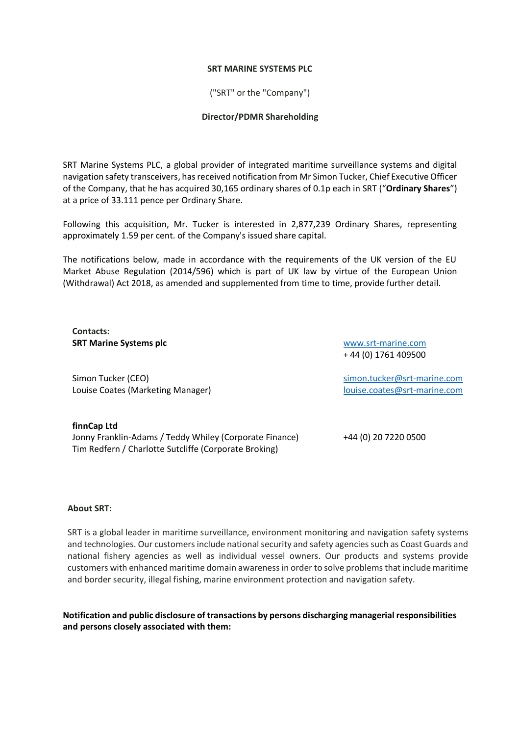**SRT MARINE SYSTEMS PLC**

("SRT" or the "Company")

**Director/PDMR Shareholding**

SRT Marine Systems PLC, a global provider of integrated maritime surveillance systems and digital navigation safety transceivers, has received notification from Mr Simon Tucker, Chief Executive Officer of the Company, that he has acquired 30,165 ordinary shares of 0.1p each in SRT ("**Ordinary Shares**") at a price of 33.111 pence per Ordinary Share.

Following this acquisition, Mr. Tucker is interested in 2,877,239 Ordinary Shares, representing approximately 1.59 per cent. of the Company's issued share capital.

The notifications below, made in accordance with the requirements of the UK version of the EU Market Abuse Regulation (2014/596) which is part of UK law by virtue of the European Union (Withdrawal) Act 2018, as amended and supplemented from time to time, provide further detail.

**Contacts:**

| | |
|---|---|
| **SRT Marine Systems plc** | www.srt-marine.com<br>+ 44 (0) 1761 409500 |
| Simon Tucker (CEO)<br>Louise Coates (Marketing Manager) | simon.tucker@srt-marine.com<br>louise.coates@srt-marine.com |
| **finnCap Ltd**<br>Jonny Franklin-Adams / Teddy Whiley (Corporate Finance)<br>Tim Redfern / Charlotte Sutcliffe (Corporate Broking) | +44 (0) 20 7220 0500 |

**About SRT:**

SRT is a global leader in maritime surveillance, environment monitoring and navigation safety systems and technologies. Our customers include national security and safety agencies such as Coast Guards and national fishery agencies as well as individual vessel owners. Our products and systems provide customers with enhanced maritime domain awareness in order to solve problems that include maritime and border security, illegal fishing, marine environment protection and navigation safety.

**Notification and public disclosure of transactions by persons discharging managerial responsibilities and persons closely associated with them:**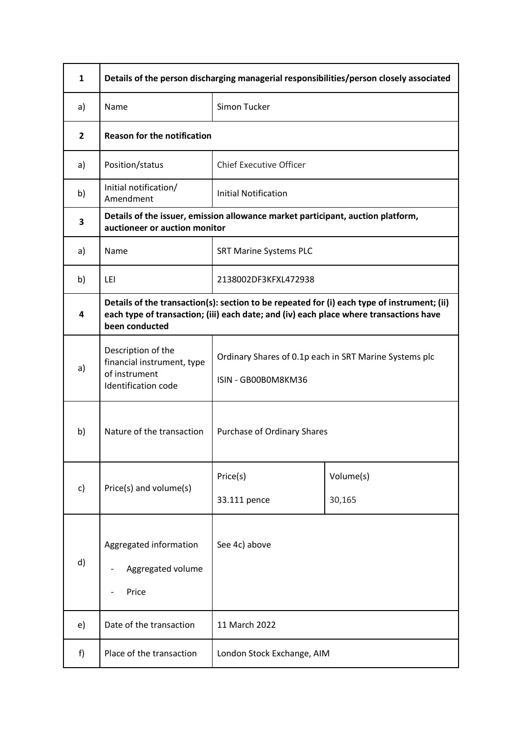| | | | |
|---|---|---|---|
| 1 | **Details of the person discharging managerial responsibilities/person closely associated** | | |
| a) | Name | Simon Tucker | |
| 2 | **Reason for the notification** | | |
| a) | Position/status | Chief Executive Officer | |
| b) | Initial notification/ Amendment | Initial Notification | |
| 3 | **Details of the issuer, emission allowance market participant, auction platform, auctioneer or auction monitor** | | |
| a) | Name | SRT Marine Systems PLC | |
| b) | LEI | 2138002DF3KFXL472938 | |
| 4 | **Details of the transaction(s): section to be repeated for (i) each type of instrument; (ii) each type of transaction; (iii) each date; and (iv) each place where transactions have been conducted** | | |
| a) | Description of the financial instrument, type of instrument Identification code | Ordinary Shares of 0.1p each in SRT Marine Systems plc<br>ISIN - GB00B0M8KM36 | |
| b) | Nature of the transaction | Purchase of Ordinary Shares | |
| c) | Price(s) and volume(s) | Price(s)<br>33.111 pence | Volume(s)<br>30,165 |
| d) | Aggregated information<br>- Aggregated volume<br>- Price | See 4c) above | |
| e) | Date of the transaction | 11 March 2022 | |
| f) | Place of the transaction | London Stock Exchange, AIM | |